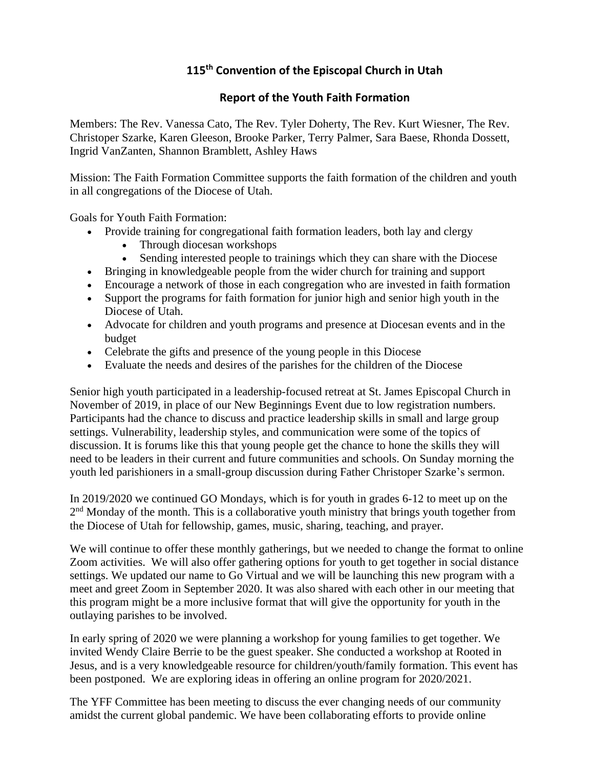# 115th Convention of the Episcopal Church in Utah

## Report of the Youth Faith Formation

Members: The Rev. Vanessa Cato, The Rev. Tyler Doherty, The Rev. Kurt Wiesner, The Rev. Christoper Szarke, Karen Gleeson, Brooke Parker, Terry Palmer, Sara Baese, Rhonda Dossett, Ingrid VanZanten, Shannon Bramblett, Ashley Haws

Mission: The Faith Formation Committee supports the faith formation of the children and youth in all congregations of the Diocese of Utah.

Goals for Youth Faith Formation:

- Provide training for congregational faith formation leaders, both lay and clergy
  - Through diocesan workshops
  - Sending interested people to trainings which they can share with the Diocese
- Bringing in knowledgeable people from the wider church for training and support
- Encourage a network of those in each congregation who are invested in faith formation
- Support the programs for faith formation for junior high and senior high youth in the Diocese of Utah.
- Advocate for children and youth programs and presence at Diocesan events and in the budget
- Celebrate the gifts and presence of the young people in this Diocese
- Evaluate the needs and desires of the parishes for the children of the Diocese

Senior high youth participated in a leadership-focused retreat at St. James Episcopal Church in November of 2019, in place of our New Beginnings Event due to low registration numbers. Participants had the chance to discuss and practice leadership skills in small and large group settings. Vulnerability, leadership styles, and communication were some of the topics of discussion. It is forums like this that young people get the chance to hone the skills they will need to be leaders in their current and future communities and schools. On Sunday morning the youth led parishioners in a small-group discussion during Father Christoper Szarke's sermon.

In 2019/2020 we continued GO Mondays, which is for youth in grades 6-12 to meet up on the 2nd Monday of the month. This is a collaborative youth ministry that brings youth together from the Diocese of Utah for fellowship, games, music, sharing, teaching, and prayer.

We will continue to offer these monthly gatherings, but we needed to change the format to online Zoom activities. We will also offer gathering options for youth to get together in social distance settings. We updated our name to Go Virtual and we will be launching this new program with a meet and greet Zoom in September 2020. It was also shared with each other in our meeting that this program might be a more inclusive format that will give the opportunity for youth in the outlaying parishes to be involved.

In early spring of 2020 we were planning a workshop for young families to get together. We invited Wendy Claire Berrie to be the guest speaker. She conducted a workshop at Rooted in Jesus, and is a very knowledgeable resource for children/youth/family formation. This event has been postponed. We are exploring ideas in offering an online program for 2020/2021.

The YFF Committee has been meeting to discuss the ever changing needs of our community amidst the current global pandemic. We have been collaborating efforts to provide online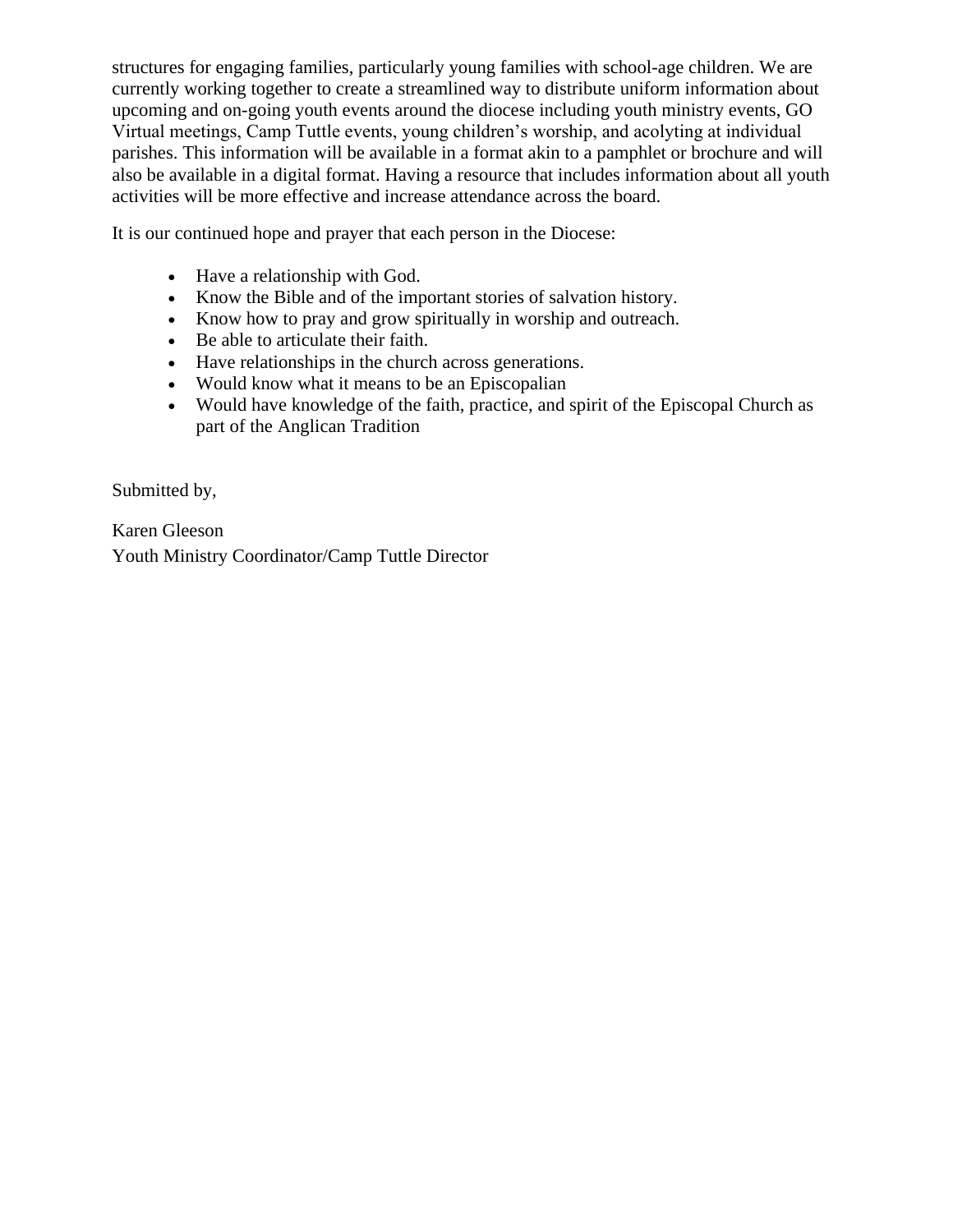structures for engaging families, particularly young families with school-age children. We are currently working together to create a streamlined way to distribute uniform information about upcoming and on-going youth events around the diocese including youth ministry events, GO Virtual meetings, Camp Tuttle events, young children's worship, and acolyting at individual parishes. This information will be available in a format akin to a pamphlet or brochure and will also be available in a digital format. Having a resource that includes information about all youth activities will be more effective and increase attendance across the board.

It is our continued hope and prayer that each person in the Diocese:

- Have a relationship with God.
- Know the Bible and of the important stories of salvation history.
- Know how to pray and grow spiritually in worship and outreach.
- Be able to articulate their faith.
- Have relationships in the church across generations.
- Would know what it means to be an Episcopalian
- Would have knowledge of the faith, practice, and spirit of the Episcopal Church as part of the Anglican Tradition

Submitted by,

Karen Gleeson
Youth Ministry Coordinator/Camp Tuttle Director